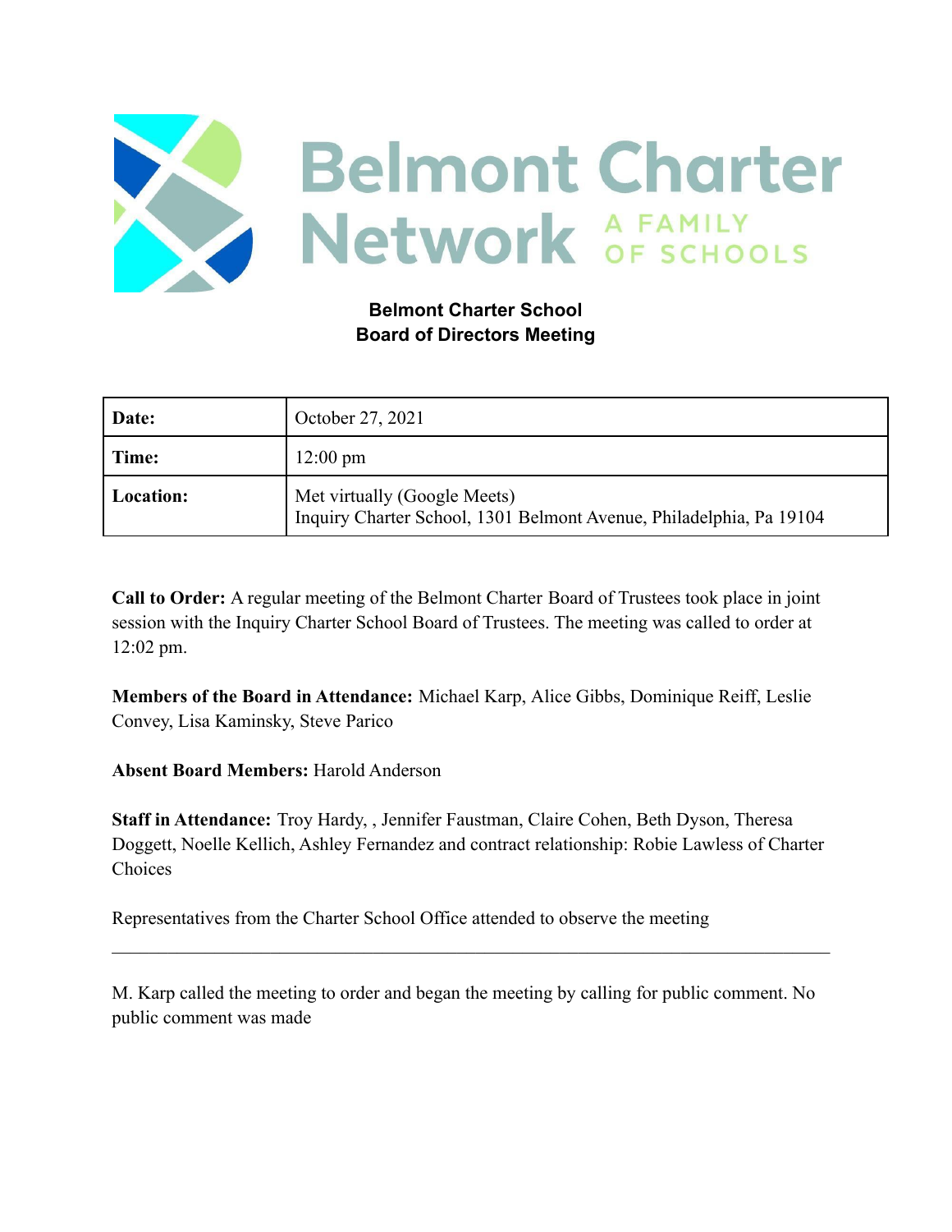Belmont Charter Network A FAMILY OF SCHOOLS

**Belmont Charter School**
**Board of Directors Meeting**

| **Date:** | October 27, 2021 |
|---|---|
| **Time:** | 12:00 pm |
| **Location:** | Met virtually (Google Meets)<br>Inquiry Charter School, 1301 Belmont Avenue, Philadelphia, Pa 19104 |

**Call to Order:** A regular meeting of the Belmont Charter Board of Trustees took place in joint session with the Inquiry Charter School Board of Trustees. The meeting was called to order at 12:02 pm.

**Members of the Board in Attendance:** Michael Karp, Alice Gibbs, Dominique Reiff, Leslie Convey, Lisa Kaminsky, Steve Parico

**Absent Board Members:** Harold Anderson

**Staff in Attendance:** Troy Hardy, , Jennifer Faustman, Claire Cohen, Beth Dyson, Theresa Doggett, Noelle Kellich, Ashley Fernandez and contract relationship: Robie Lawless of Charter Choices

Representatives from the Charter School Office attended to observe the meeting

---

M. Karp called the meeting to order and began the meeting by calling for public comment. No public comment was made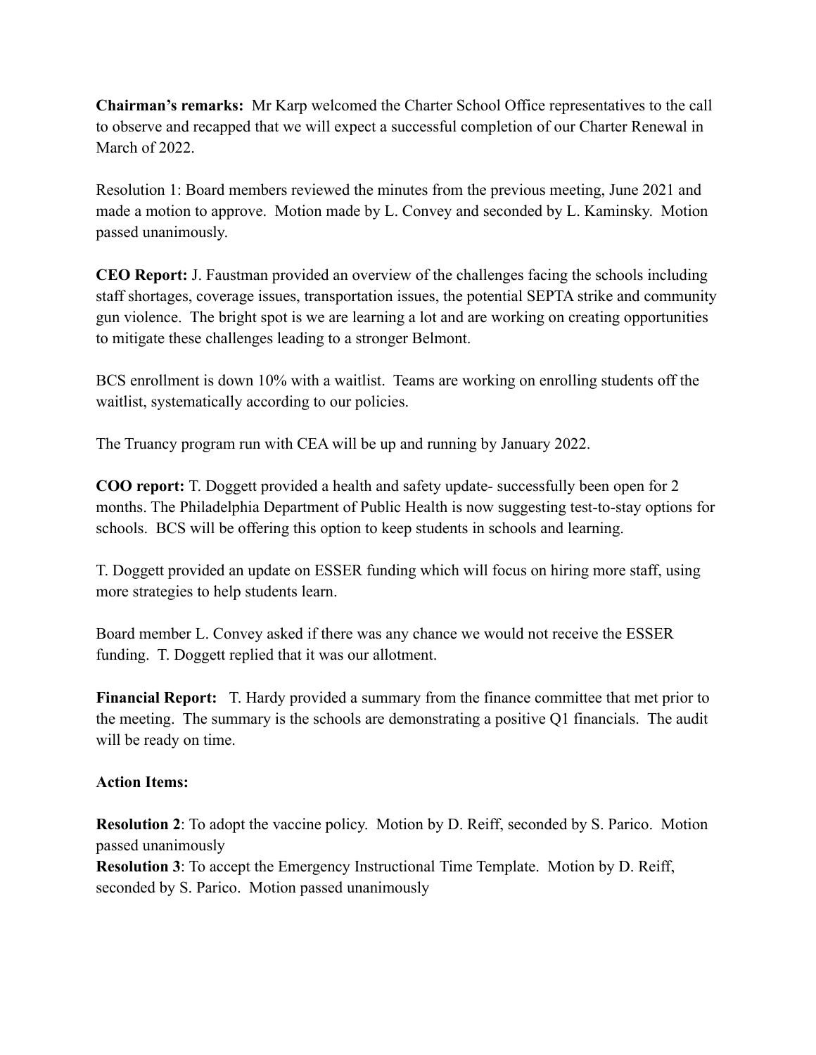**Chairman's remarks:** Mr Karp welcomed the Charter School Office representatives to the call to observe and recapped that we will expect a successful completion of our Charter Renewal in March of 2022.

Resolution 1: Board members reviewed the minutes from the previous meeting, June 2021 and made a motion to approve. Motion made by L. Convey and seconded by L. Kaminsky. Motion passed unanimously.

**CEO Report:** J. Faustman provided an overview of the challenges facing the schools including staff shortages, coverage issues, transportation issues, the potential SEPTA strike and community gun violence. The bright spot is we are learning a lot and are working on creating opportunities to mitigate these challenges leading to a stronger Belmont.

BCS enrollment is down 10% with a waitlist. Teams are working on enrolling students off the waitlist, systematically according to our policies.

The Truancy program run with CEA will be up and running by January 2022.

**COO report:** T. Doggett provided a health and safety update- successfully been open for 2 months. The Philadelphia Department of Public Health is now suggesting test-to-stay options for schools. BCS will be offering this option to keep students in schools and learning.

T. Doggett provided an update on ESSER funding which will focus on hiring more staff, using more strategies to help students learn.

Board member L. Convey asked if there was any chance we would not receive the ESSER funding. T. Doggett replied that it was our allotment.

**Financial Report:** T. Hardy provided a summary from the finance committee that met prior to the meeting. The summary is the schools are demonstrating a positive Q1 financials. The audit will be ready on time.

**Action Items:**

**Resolution 2**: To adopt the vaccine policy. Motion by D. Reiff, seconded by S. Parico. Motion passed unanimously

**Resolution 3**: To accept the Emergency Instructional Time Template. Motion by D. Reiff, seconded by S. Parico. Motion passed unanimously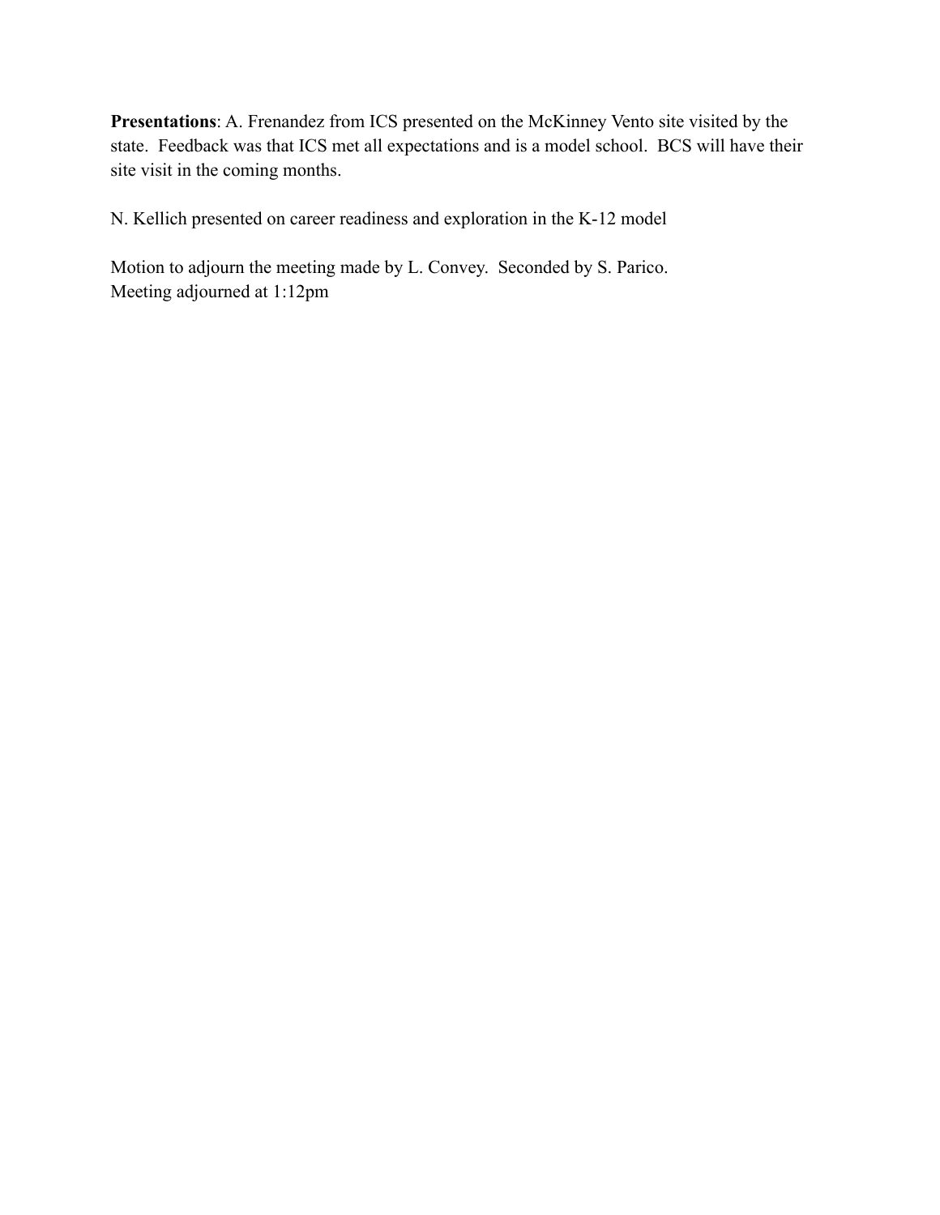**Presentations**: A. Frenandez from ICS presented on the McKinney Vento site visited by the state. Feedback was that ICS met all expectations and is a model school. BCS will have their site visit in the coming months.

N. Kellich presented on career readiness and exploration in the K-12 model

Motion to adjourn the meeting made by L. Convey. Seconded by S. Parico.
Meeting adjourned at 1:12pm